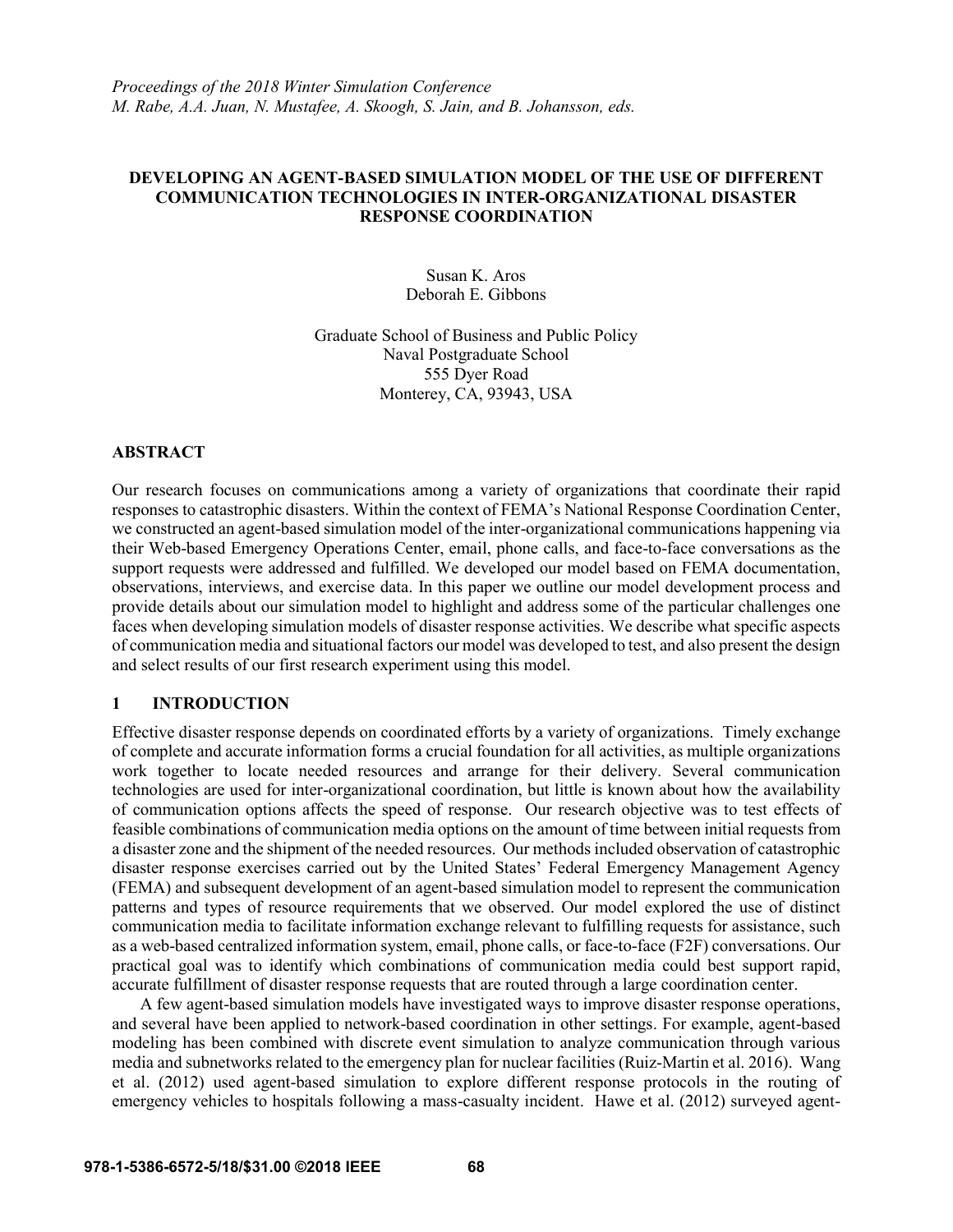*Proceedings of the 2018 Winter Simulation Conference*
*M. Rabe, A.A. Juan, N. Mustafee, A. Skoogh, S. Jain, and B. Johansson, eds.*

# DEVELOPING AN AGENT-BASED SIMULATION MODEL OF THE USE OF DIFFERENT COMMUNICATION TECHNOLOGIES IN INTER-ORGANIZATIONAL DISASTER RESPONSE COORDINATION

Susan K. Aros
Deborah E. Gibbons

Graduate School of Business and Public Policy
Naval Postgraduate School
555 Dyer Road
Monterey, CA, 93943, USA

## ABSTRACT

Our research focuses on communications among a variety of organizations that coordinate their rapid responses to catastrophic disasters. Within the context of FEMA's National Response Coordination Center, we constructed an agent-based simulation model of the inter-organizational communications happening via their Web-based Emergency Operations Center, email, phone calls, and face-to-face conversations as the support requests were addressed and fulfilled. We developed our model based on FEMA documentation, observations, interviews, and exercise data. In this paper we outline our model development process and provide details about our simulation model to highlight and address some of the particular challenges one faces when developing simulation models of disaster response activities. We describe what specific aspects of communication media and situational factors our model was developed to test, and also present the design and select results of our first research experiment using this model.

## 1 INTRODUCTION

Effective disaster response depends on coordinated efforts by a variety of organizations. Timely exchange of complete and accurate information forms a crucial foundation for all activities, as multiple organizations work together to locate needed resources and arrange for their delivery. Several communication technologies are used for inter-organizational coordination, but little is known about how the availability of communication options affects the speed of response. Our research objective was to test effects of feasible combinations of communication media options on the amount of time between initial requests from a disaster zone and the shipment of the needed resources. Our methods included observation of catastrophic disaster response exercises carried out by the United States' Federal Emergency Management Agency (FEMA) and subsequent development of an agent-based simulation model to represent the communication patterns and types of resource requirements that we observed. Our model explored the use of distinct communication media to facilitate information exchange relevant to fulfilling requests for assistance, such as a web-based centralized information system, email, phone calls, or face-to-face (F2F) conversations. Our practical goal was to identify which combinations of communication media could best support rapid, accurate fulfillment of disaster response requests that are routed through a large coordination center.

A few agent-based simulation models have investigated ways to improve disaster response operations, and several have been applied to network-based coordination in other settings. For example, agent-based modeling has been combined with discrete event simulation to analyze communication through various media and subnetworks related to the emergency plan for nuclear facilities (Ruiz-Martin et al. 2016). Wang et al. (2012) used agent-based simulation to explore different response protocols in the routing of emergency vehicles to hospitals following a mass-casualty incident. Hawe et al. (2012) surveyed agent-

978-1-5386-6572-5/18/$31.00 ©2018 IEEE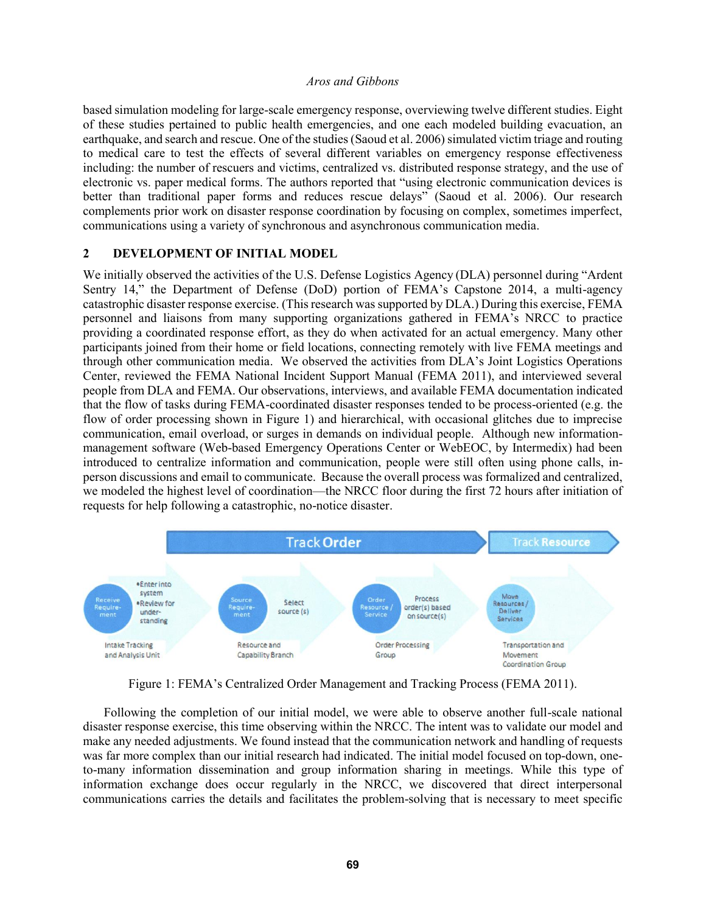based simulation modeling for large-scale emergency response, overviewing twelve different studies. Eight of these studies pertained to public health emergencies, and one each modeled building evacuation, an earthquake, and search and rescue. One of the studies (Saoud et al. 2006) simulated victim triage and routing to medical care to test the effects of several different variables on emergency response effectiveness including: the number of rescuers and victims, centralized vs. distributed response strategy, and the use of electronic vs. paper medical forms. The authors reported that "using electronic communication devices is better than traditional paper forms and reduces rescue delays" (Saoud et al. 2006). Our research complements prior work on disaster response coordination by focusing on complex, sometimes imperfect, communications using a variety of synchronous and asynchronous communication media.

## 2 DEVELOPMENT OF INITIAL MODEL

We initially observed the activities of the U.S. Defense Logistics Agency (DLA) personnel during "Ardent Sentry 14," the Department of Defense (DoD) portion of FEMA's Capstone 2014, a multi-agency catastrophic disaster response exercise. (This research was supported by DLA.) During this exercise, FEMA personnel and liaisons from many supporting organizations gathered in FEMA's NRCC to practice providing a coordinated response effort, as they do when activated for an actual emergency. Many other participants joined from their home or field locations, connecting remotely with live FEMA meetings and through other communication media. We observed the activities from DLA's Joint Logistics Operations Center, reviewed the FEMA National Incident Support Manual (FEMA 2011), and interviewed several people from DLA and FEMA. Our observations, interviews, and available FEMA documentation indicated that the flow of tasks during FEMA-coordinated disaster responses tended to be process-oriented (e.g. the flow of order processing shown in Figure 1) and hierarchical, with occasional glitches due to imprecise communication, email overload, or surges in demands on individual people. Although new information-management software (Web-based Emergency Operations Center or WebEOC, by Intermedix) had been introduced to centralize information and communication, people were still often using phone calls, in-person discussions and email to communicate. Because the overall process was formalized and centralized, we modeled the highest level of coordination—the NRCC floor during the first 72 hours after initiation of requests for help following a catastrophic, no-notice disaster.

Track Order

Track Resource

Receive Require-ment

•Enter into system
•Review for under-standing

Intake Tracking and Analysis Unit

Source Require-ment

Select source(s)

Resource and Capability Branch

Order Resource / Service

Process order(s) based on source(s)

Order Processing Group

Move Resources / Deliver Services

Transportation and Movement Coordination Group

Figure 1: FEMA's Centralized Order Management and Tracking Process (FEMA 2011).

Following the completion of our initial model, we were able to observe another full-scale national disaster response exercise, this time observing within the NRCC. The intent was to validate our model and make any needed adjustments. We found instead that the communication network and handling of requests was far more complex than our initial research had indicated. The initial model focused on top-down, one-to-many information dissemination and group information sharing in meetings. While this type of information exchange does occur regularly in the NRCC, we discovered that direct interpersonal communications carries the details and facilitates the problem-solving that is necessary to meet specific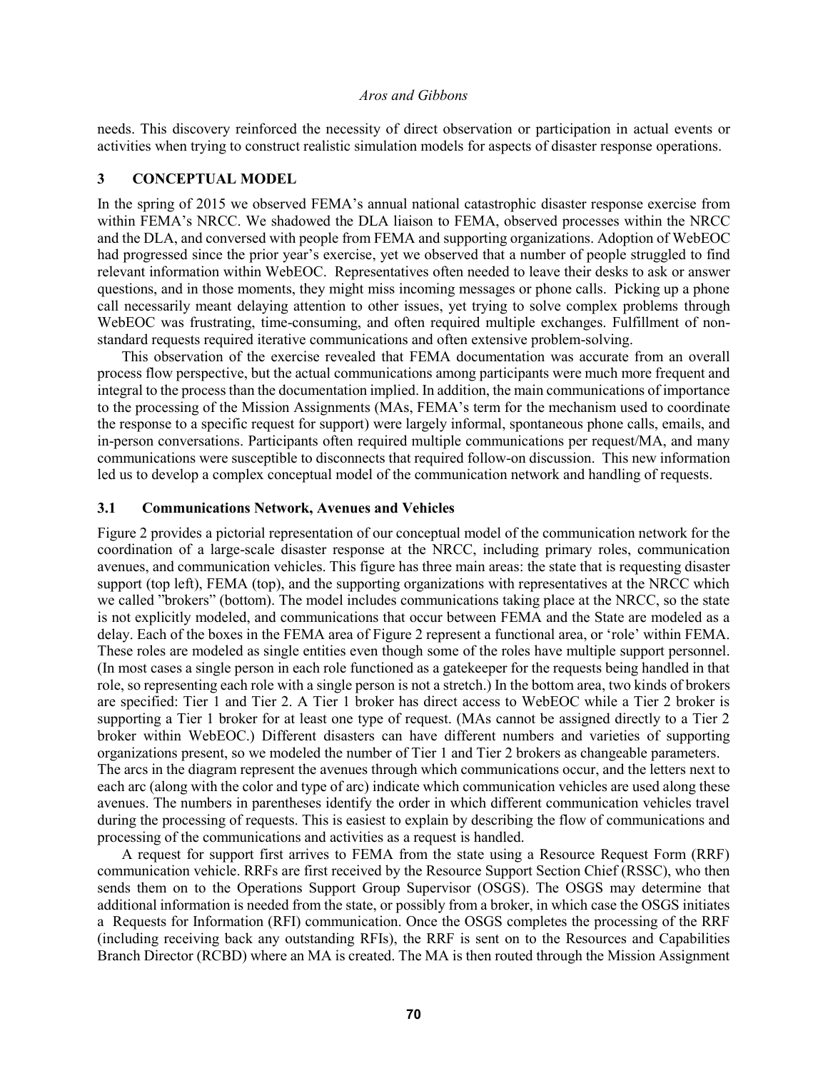needs. This discovery reinforced the necessity of direct observation or participation in actual events or activities when trying to construct realistic simulation models for aspects of disaster response operations.

## 3 CONCEPTUAL MODEL

In the spring of 2015 we observed FEMA's annual national catastrophic disaster response exercise from within FEMA's NRCC. We shadowed the DLA liaison to FEMA, observed processes within the NRCC and the DLA, and conversed with people from FEMA and supporting organizations. Adoption of WebEOC had progressed since the prior year's exercise, yet we observed that a number of people struggled to find relevant information within WebEOC. Representatives often needed to leave their desks to ask or answer questions, and in those moments, they might miss incoming messages or phone calls. Picking up a phone call necessarily meant delaying attention to other issues, yet trying to solve complex problems through WebEOC was frustrating, time-consuming, and often required multiple exchanges. Fulfillment of non-standard requests required iterative communications and often extensive problem-solving.

This observation of the exercise revealed that FEMA documentation was accurate from an overall process flow perspective, but the actual communications among participants were much more frequent and integral to the process than the documentation implied. In addition, the main communications of importance to the processing of the Mission Assignments (MAs, FEMA's term for the mechanism used to coordinate the response to a specific request for support) were largely informal, spontaneous phone calls, emails, and in-person conversations. Participants often required multiple communications per request/MA, and many communications were susceptible to disconnects that required follow-on discussion. This new information led us to develop a complex conceptual model of the communication network and handling of requests.

### 3.1 Communications Network, Avenues and Vehicles

Figure 2 provides a pictorial representation of our conceptual model of the communication network for the coordination of a large-scale disaster response at the NRCC, including primary roles, communication avenues, and communication vehicles. This figure has three main areas: the state that is requesting disaster support (top left), FEMA (top), and the supporting organizations with representatives at the NRCC which we called "brokers" (bottom). The model includes communications taking place at the NRCC, so the state is not explicitly modeled, and communications that occur between FEMA and the State are modeled as a delay. Each of the boxes in the FEMA area of Figure 2 represent a functional area, or 'role' within FEMA. These roles are modeled as single entities even though some of the roles have multiple support personnel. (In most cases a single person in each role functioned as a gatekeeper for the requests being handled in that role, so representing each role with a single person is not a stretch.) In the bottom area, two kinds of brokers are specified: Tier 1 and Tier 2. A Tier 1 broker has direct access to WebEOC while a Tier 2 broker is supporting a Tier 1 broker for at least one type of request. (MAs cannot be assigned directly to a Tier 2 broker within WebEOC.) Different disasters can have different numbers and varieties of supporting organizations present, so we modeled the number of Tier 1 and Tier 2 brokers as changeable parameters.

The arcs in the diagram represent the avenues through which communications occur, and the letters next to each arc (along with the color and type of arc) indicate which communication vehicles are used along these avenues. The numbers in parentheses identify the order in which different communication vehicles travel during the processing of requests. This is easiest to explain by describing the flow of communications and processing of the communications and activities as a request is handled.

A request for support first arrives to FEMA from the state using a Resource Request Form (RRF) communication vehicle. RRFs are first received by the Resource Support Section Chief (RSSC), who then sends them on to the Operations Support Group Supervisor (OSGS). The OSGS may determine that additional information is needed from the state, or possibly from a broker, in which case the OSGS initiates a Requests for Information (RFI) communication. Once the OSGS completes the processing of the RRF (including receiving back any outstanding RFIs), the RRF is sent on to the Resources and Capabilities Branch Director (RCBD) where an MA is created. The MA is then routed through the Mission Assignment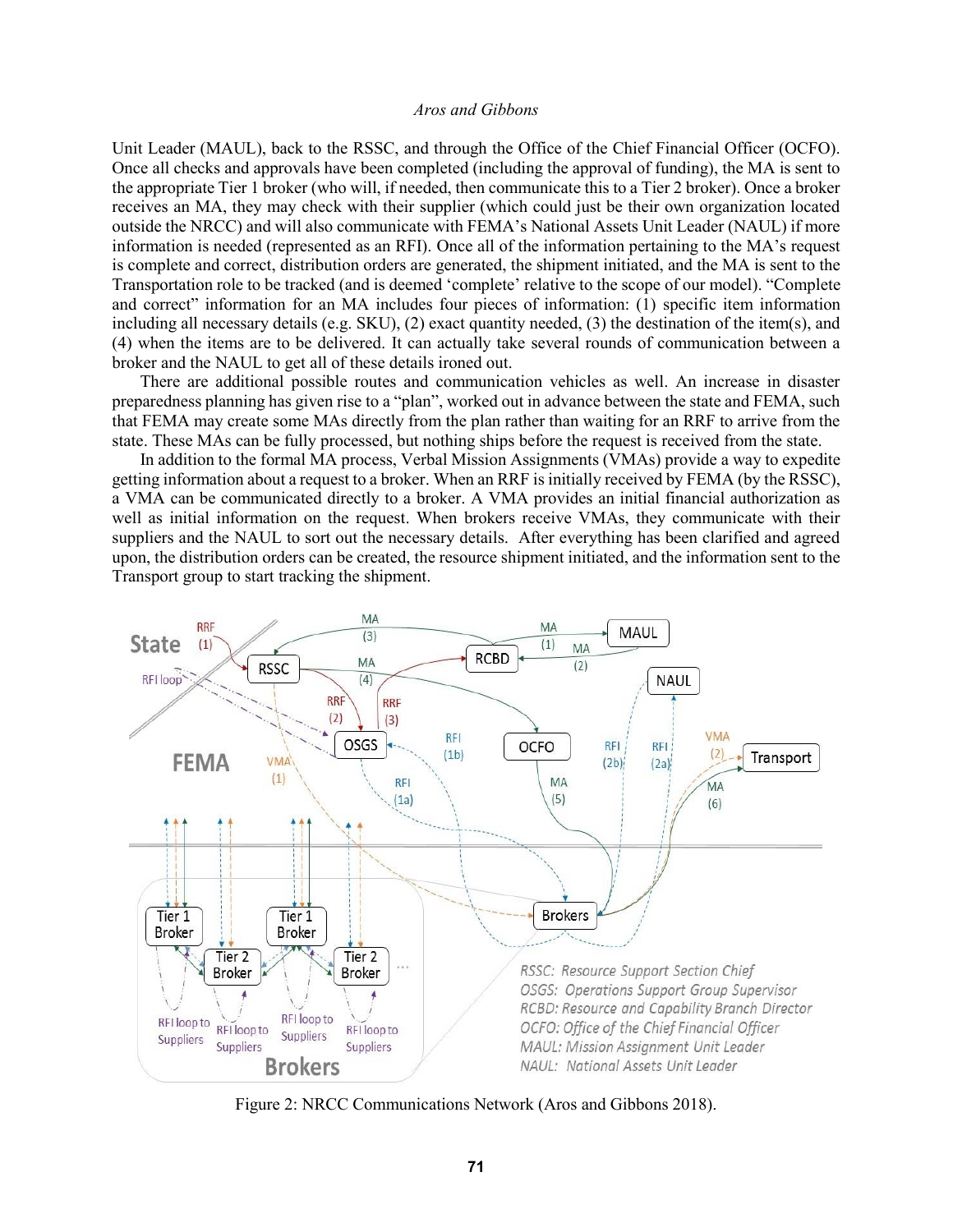Unit Leader (MAUL), back to the RSSC, and through the Office of the Chief Financial Officer (OCFO). Once all checks and approvals have been completed (including the approval of funding), the MA is sent to the appropriate Tier 1 broker (who will, if needed, then communicate this to a Tier 2 broker). Once a broker receives an MA, they may check with their supplier (which could just be their own organization located outside the NRCC) and will also communicate with FEMA's National Assets Unit Leader (NAUL) if more information is needed (represented as an RFI). Once all of the information pertaining to the MA's request is complete and correct, distribution orders are generated, the shipment initiated, and the MA is sent to the Transportation role to be tracked (and is deemed 'complete' relative to the scope of our model). "Complete and correct" information for an MA includes four pieces of information: (1) specific item information including all necessary details (e.g. SKU), (2) exact quantity needed, (3) the destination of the item(s), and (4) when the items are to be delivered. It can actually take several rounds of communication between a broker and the NAUL to get all of these details ironed out.

There are additional possible routes and communication vehicles as well. An increase in disaster preparedness planning has given rise to a "plan", worked out in advance between the state and FEMA, such that FEMA may create some MAs directly from the plan rather than waiting for an RRF to arrive from the state. These MAs can be fully processed, but nothing ships before the request is received from the state.

In addition to the formal MA process, Verbal Mission Assignments (VMAs) provide a way to expedite getting information about a request to a broker. When an RRF is initially received by FEMA (by the RSSC), a VMA can be communicated directly to a broker. A VMA provides an initial financial authorization as well as initial information on the request. When brokers receive VMAs, they communicate with their suppliers and the NAUL to sort out the necessary details. After everything has been clarified and agreed upon, the distribution orders can be created, the resource shipment initiated, and the information sent to the Transport group to start tracking the shipment.

Figure 2: NRCC Communications Network (Aros and Gibbons 2018).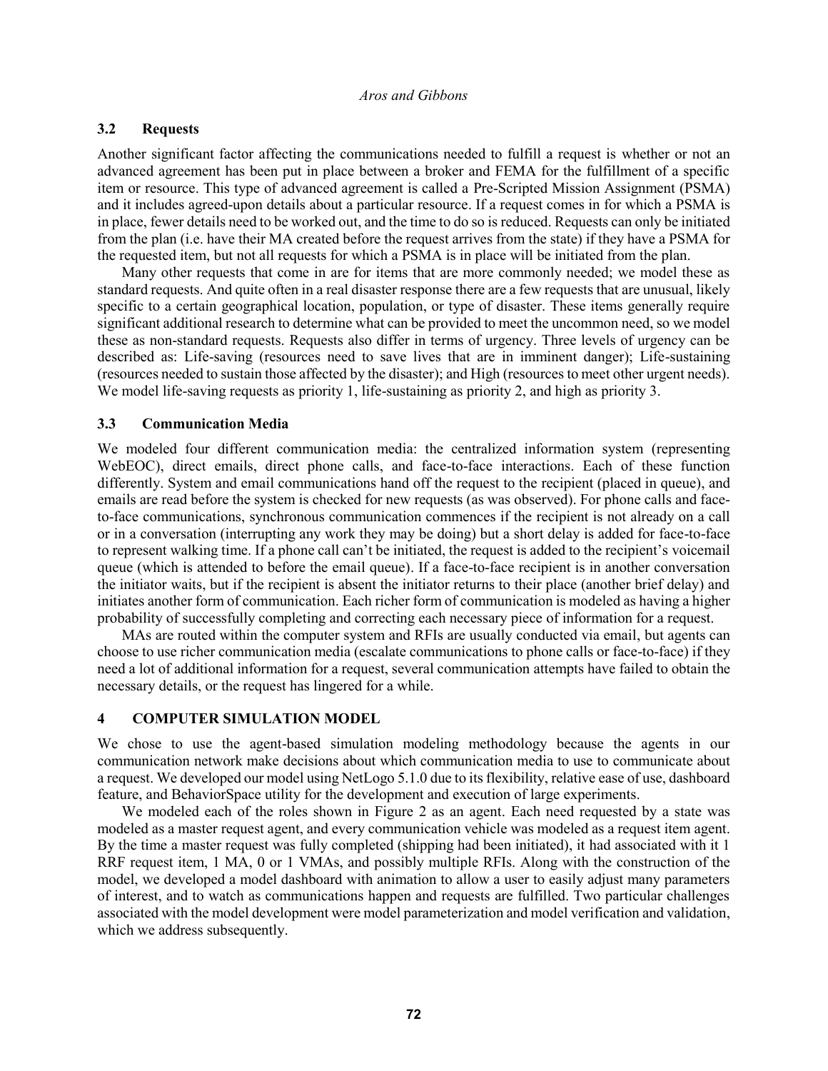### 3.2 Requests

Another significant factor affecting the communications needed to fulfill a request is whether or not an advanced agreement has been put in place between a broker and FEMA for the fulfillment of a specific item or resource. This type of advanced agreement is called a Pre-Scripted Mission Assignment (PSMA) and it includes agreed-upon details about a particular resource. If a request comes in for which a PSMA is in place, fewer details need to be worked out, and the time to do so is reduced. Requests can only be initiated from the plan (i.e. have their MA created before the request arrives from the state) if they have a PSMA for the requested item, but not all requests for which a PSMA is in place will be initiated from the plan.

Many other requests that come in are for items that are more commonly needed; we model these as standard requests. And quite often in a real disaster response there are a few requests that are unusual, likely specific to a certain geographical location, population, or type of disaster. These items generally require significant additional research to determine what can be provided to meet the uncommon need, so we model these as non-standard requests. Requests also differ in terms of urgency. Three levels of urgency can be described as: Life-saving (resources need to save lives that are in imminent danger); Life-sustaining (resources needed to sustain those affected by the disaster); and High (resources to meet other urgent needs). We model life-saving requests as priority 1, life-sustaining as priority 2, and high as priority 3.

### 3.3 Communication Media

We modeled four different communication media: the centralized information system (representing WebEOC), direct emails, direct phone calls, and face-to-face interactions. Each of these function differently. System and email communications hand off the request to the recipient (placed in queue), and emails are read before the system is checked for new requests (as was observed). For phone calls and face-to-face communications, synchronous communication commences if the recipient is not already on a call or in a conversation (interrupting any work they may be doing) but a short delay is added for face-to-face to represent walking time. If a phone call can't be initiated, the request is added to the recipient's voicemail queue (which is attended to before the email queue). If a face-to-face recipient is in another conversation the initiator waits, but if the recipient is absent the initiator returns to their place (another brief delay) and initiates another form of communication. Each richer form of communication is modeled as having a higher probability of successfully completing and correcting each necessary piece of information for a request.

MAs are routed within the computer system and RFIs are usually conducted via email, but agents can choose to use richer communication media (escalate communications to phone calls or face-to-face) if they need a lot of additional information for a request, several communication attempts have failed to obtain the necessary details, or the request has lingered for a while.

## 4 COMPUTER SIMULATION MODEL

We chose to use the agent-based simulation modeling methodology because the agents in our communication network make decisions about which communication media to use to communicate about a request. We developed our model using NetLogo 5.1.0 due to its flexibility, relative ease of use, dashboard feature, and BehaviorSpace utility for the development and execution of large experiments.

We modeled each of the roles shown in Figure 2 as an agent. Each need requested by a state was modeled as a master request agent, and every communication vehicle was modeled as a request item agent. By the time a master request was fully completed (shipping had been initiated), it had associated with it 1 RRF request item, 1 MA, 0 or 1 VMAs, and possibly multiple RFIs. Along with the construction of the model, we developed a model dashboard with animation to allow a user to easily adjust many parameters of interest, and to watch as communications happen and requests are fulfilled. Two particular challenges associated with the model development were model parameterization and model verification and validation, which we address subsequently.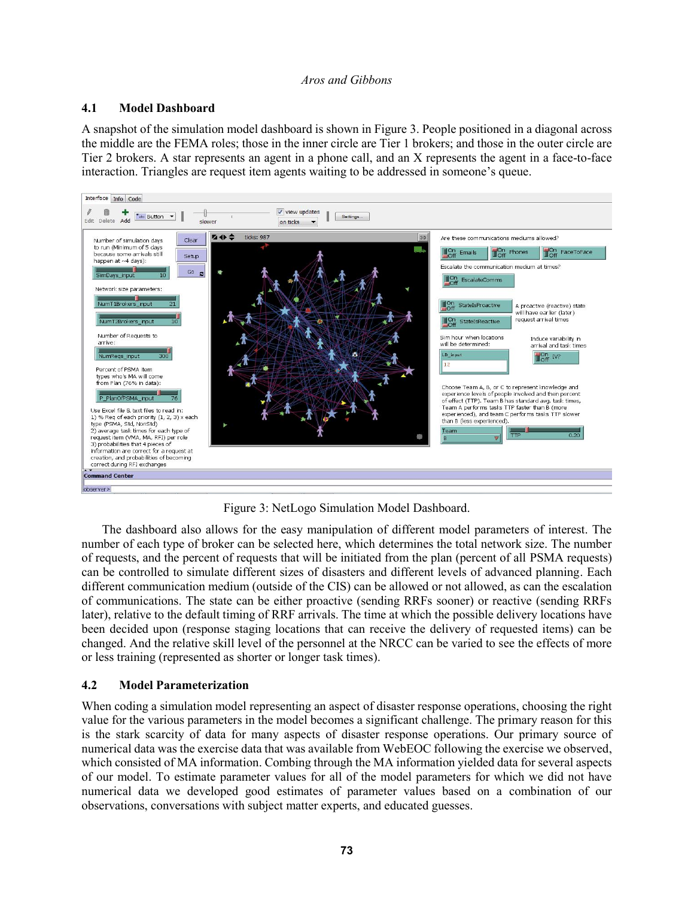### 4.1 Model Dashboard

A snapshot of the simulation model dashboard is shown in Figure 3. People positioned in a diagonal across the middle are the FEMA roles; those in the inner circle are Tier 1 brokers; and those in the outer circle are Tier 2 brokers. A star represents an agent in a phone call, and an X represents the agent in a face-to-face interaction. Triangles are request item agents waiting to be addressed in someone's queue.

Figure 3: NetLogo Simulation Model Dashboard.

The dashboard also allows for the easy manipulation of different model parameters of interest. The number of each type of broker can be selected here, which determines the total network size. The number of requests, and the percent of requests that will be initiated from the plan (percent of all PSMA requests) can be controlled to simulate different sizes of disasters and different levels of advanced planning. Each different communication medium (outside of the CIS) can be allowed or not allowed, as can the escalation of communications. The state can be either proactive (sending RRFs sooner) or reactive (sending RRFs later), relative to the default timing of RRF arrivals. The time at which the possible delivery locations have been decided upon (response staging locations that can receive the delivery of requested items) can be changed. And the relative skill level of the personnel at the NRCC can be varied to see the effects of more or less training (represented as shorter or longer task times).

### 4.2 Model Parameterization

When coding a simulation model representing an aspect of disaster response operations, choosing the right value for the various parameters in the model becomes a significant challenge. The primary reason for this is the stark scarcity of data for many aspects of disaster response operations. Our primary source of numerical data was the exercise data that was available from WebEOC following the exercise we observed, which consisted of MA information. Combing through the MA information yielded data for several aspects of our model. To estimate parameter values for all of the model parameters for which we did not have numerical data we developed good estimates of parameter values based on a combination of our observations, conversations with subject matter experts, and educated guesses.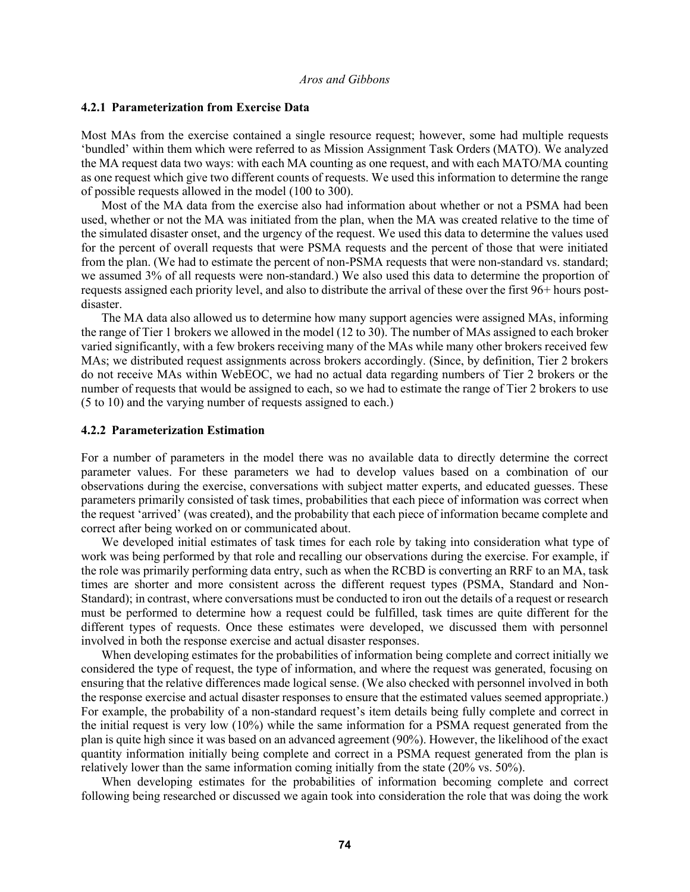### 4.2.1 Parameterization from Exercise Data

Most MAs from the exercise contained a single resource request; however, some had multiple requests 'bundled' within them which were referred to as Mission Assignment Task Orders (MATO). We analyzed the MA request data two ways: with each MA counting as one request, and with each MATO/MA counting as one request which give two different counts of requests. We used this information to determine the range of possible requests allowed in the model (100 to 300).

Most of the MA data from the exercise also had information about whether or not a PSMA had been used, whether or not the MA was initiated from the plan, when the MA was created relative to the time of the simulated disaster onset, and the urgency of the request. We used this data to determine the values used for the percent of overall requests that were PSMA requests and the percent of those that were initiated from the plan. (We had to estimate the percent of non-PSMA requests that were non-standard vs. standard; we assumed 3% of all requests were non-standard.) We also used this data to determine the proportion of requests assigned each priority level, and also to distribute the arrival of these over the first 96+ hours post-disaster.

The MA data also allowed us to determine how many support agencies were assigned MAs, informing the range of Tier 1 brokers we allowed in the model (12 to 30). The number of MAs assigned to each broker varied significantly, with a few brokers receiving many of the MAs while many other brokers received few MAs; we distributed request assignments across brokers accordingly. (Since, by definition, Tier 2 brokers do not receive MAs within WebEOC, we had no actual data regarding numbers of Tier 2 brokers or the number of requests that would be assigned to each, so we had to estimate the range of Tier 2 brokers to use (5 to 10) and the varying number of requests assigned to each.)

### 4.2.2 Parameterization Estimation

For a number of parameters in the model there was no available data to directly determine the correct parameter values. For these parameters we had to develop values based on a combination of our observations during the exercise, conversations with subject matter experts, and educated guesses. These parameters primarily consisted of task times, probabilities that each piece of information was correct when the request 'arrived' (was created), and the probability that each piece of information became complete and correct after being worked on or communicated about.

We developed initial estimates of task times for each role by taking into consideration what type of work was being performed by that role and recalling our observations during the exercise. For example, if the role was primarily performing data entry, such as when the RCBD is converting an RRF to an MA, task times are shorter and more consistent across the different request types (PSMA, Standard and Non-Standard); in contrast, where conversations must be conducted to iron out the details of a request or research must be performed to determine how a request could be fulfilled, task times are quite different for the different types of requests. Once these estimates were developed, we discussed them with personnel involved in both the response exercise and actual disaster responses.

When developing estimates for the probabilities of information being complete and correct initially we considered the type of request, the type of information, and where the request was generated, focusing on ensuring that the relative differences made logical sense. (We also checked with personnel involved in both the response exercise and actual disaster responses to ensure that the estimated values seemed appropriate.) For example, the probability of a non-standard request's item details being fully complete and correct in the initial request is very low (10%) while the same information for a PSMA request generated from the plan is quite high since it was based on an advanced agreement (90%). However, the likelihood of the exact quantity information initially being complete and correct in a PSMA request generated from the plan is relatively lower than the same information coming initially from the state (20% vs. 50%).

When developing estimates for the probabilities of information becoming complete and correct following being researched or discussed we again took into consideration the role that was doing the work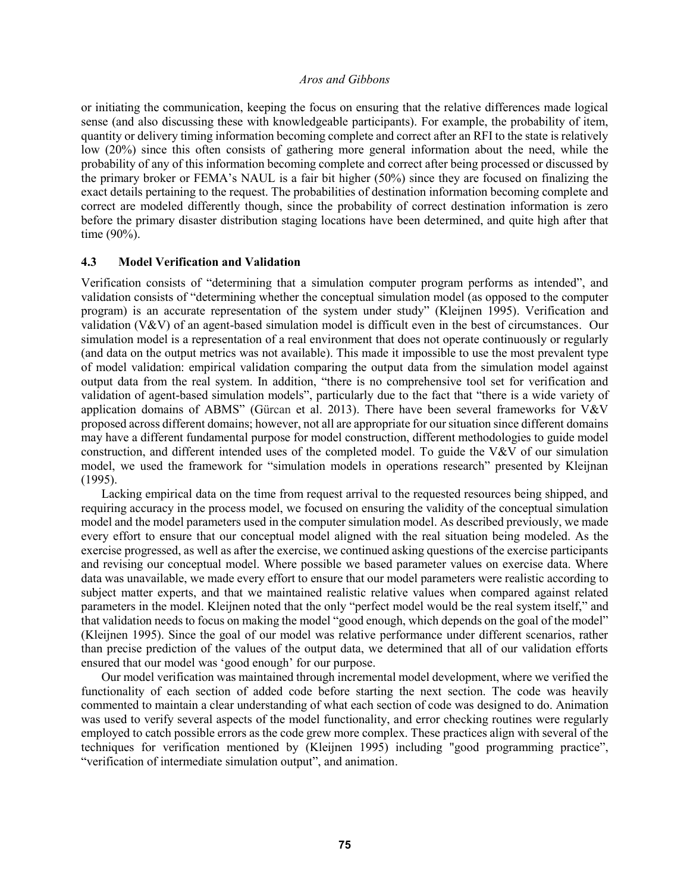or initiating the communication, keeping the focus on ensuring that the relative differences made logical sense (and also discussing these with knowledgeable participants). For example, the probability of item, quantity or delivery timing information becoming complete and correct after an RFI to the state is relatively low (20%) since this often consists of gathering more general information about the need, while the probability of any of this information becoming complete and correct after being processed or discussed by the primary broker or FEMA's NAUL is a fair bit higher (50%) since they are focused on finalizing the exact details pertaining to the request. The probabilities of destination information becoming complete and correct are modeled differently though, since the probability of correct destination information is zero before the primary disaster distribution staging locations have been determined, and quite high after that time (90%).

### 4.3 Model Verification and Validation

Verification consists of "determining that a simulation computer program performs as intended", and validation consists of "determining whether the conceptual simulation model (as opposed to the computer program) is an accurate representation of the system under study" (Kleijnen 1995). Verification and validation (V&V) of an agent-based simulation model is difficult even in the best of circumstances. Our simulation model is a representation of a real environment that does not operate continuously or regularly (and data on the output metrics was not available). This made it impossible to use the most prevalent type of model validation: empirical validation comparing the output data from the simulation model against output data from the real system. In addition, "there is no comprehensive tool set for verification and validation of agent-based simulation models", particularly due to the fact that "there is a wide variety of application domains of ABMS" (Gürcan et al. 2013). There have been several frameworks for V&V proposed across different domains; however, not all are appropriate for our situation since different domains may have a different fundamental purpose for model construction, different methodologies to guide model construction, and different intended uses of the completed model. To guide the V&V of our simulation model, we used the framework for "simulation models in operations research" presented by Kleijnan (1995).

Lacking empirical data on the time from request arrival to the requested resources being shipped, and requiring accuracy in the process model, we focused on ensuring the validity of the conceptual simulation model and the model parameters used in the computer simulation model. As described previously, we made every effort to ensure that our conceptual model aligned with the real situation being modeled. As the exercise progressed, as well as after the exercise, we continued asking questions of the exercise participants and revising our conceptual model. Where possible we based parameter values on exercise data. Where data was unavailable, we made every effort to ensure that our model parameters were realistic according to subject matter experts, and that we maintained realistic relative values when compared against related parameters in the model. Kleijnen noted that the only "perfect model would be the real system itself," and that validation needs to focus on making the model "good enough, which depends on the goal of the model" (Kleijnen 1995). Since the goal of our model was relative performance under different scenarios, rather than precise prediction of the values of the output data, we determined that all of our validation efforts ensured that our model was 'good enough' for our purpose.

Our model verification was maintained through incremental model development, where we verified the functionality of each section of added code before starting the next section. The code was heavily commented to maintain a clear understanding of what each section of code was designed to do. Animation was used to verify several aspects of the model functionality, and error checking routines were regularly employed to catch possible errors as the code grew more complex. These practices align with several of the techniques for verification mentioned by (Kleijnen 1995) including "good programming practice", "verification of intermediate simulation output", and animation.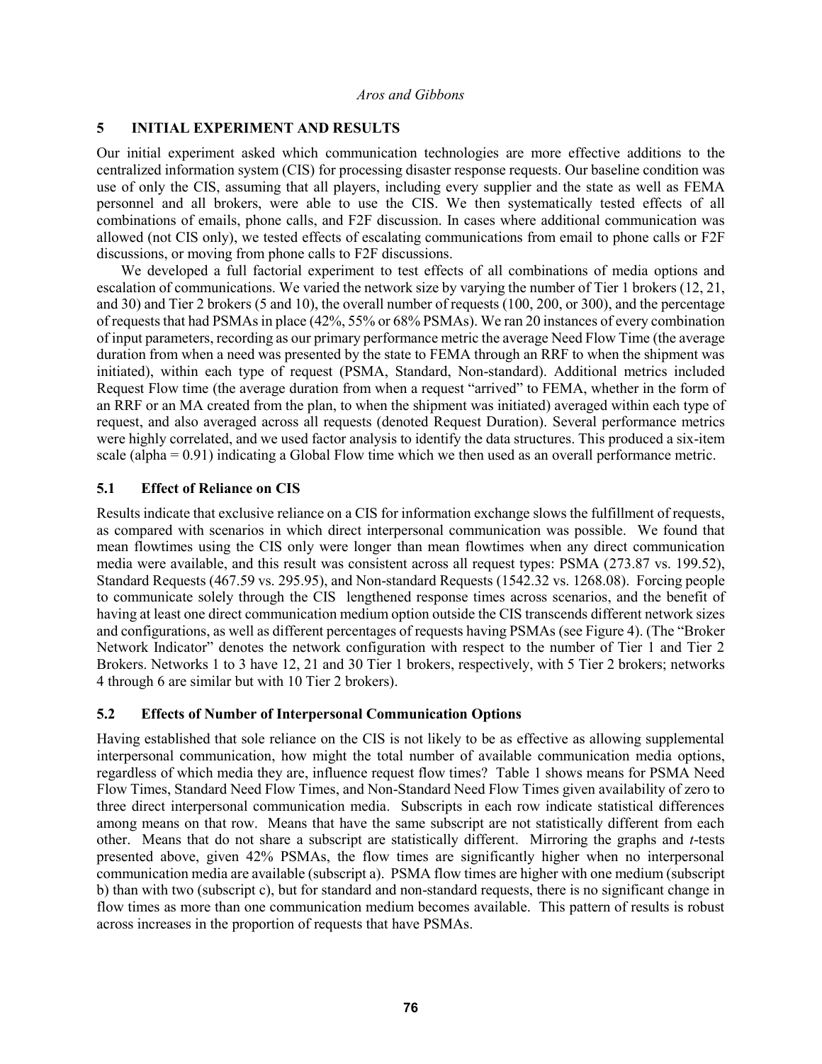## 5 INITIAL EXPERIMENT AND RESULTS

Our initial experiment asked which communication technologies are more effective additions to the centralized information system (CIS) for processing disaster response requests. Our baseline condition was use of only the CIS, assuming that all players, including every supplier and the state as well as FEMA personnel and all brokers, were able to use the CIS. We then systematically tested effects of all combinations of emails, phone calls, and F2F discussion. In cases where additional communication was allowed (not CIS only), we tested effects of escalating communications from email to phone calls or F2F discussions, or moving from phone calls to F2F discussions.

We developed a full factorial experiment to test effects of all combinations of media options and escalation of communications. We varied the network size by varying the number of Tier 1 brokers (12, 21, and 30) and Tier 2 brokers (5 and 10), the overall number of requests (100, 200, or 300), and the percentage of requests that had PSMAs in place (42%, 55% or 68% PSMAs). We ran 20 instances of every combination of input parameters, recording as our primary performance metric the average Need Flow Time (the average duration from when a need was presented by the state to FEMA through an RRF to when the shipment was initiated), within each type of request (PSMA, Standard, Non-standard). Additional metrics included Request Flow time (the average duration from when a request "arrived" to FEMA, whether in the form of an RRF or an MA created from the plan, to when the shipment was initiated) averaged within each type of request, and also averaged across all requests (denoted Request Duration). Several performance metrics were highly correlated, and we used factor analysis to identify the data structures. This produced a six-item scale (alpha = 0.91) indicating a Global Flow time which we then used as an overall performance metric.

### 5.1 Effect of Reliance on CIS

Results indicate that exclusive reliance on a CIS for information exchange slows the fulfillment of requests, as compared with scenarios in which direct interpersonal communication was possible. We found that mean flowtimes using the CIS only were longer than mean flowtimes when any direct communication media were available, and this result was consistent across all request types: PSMA (273.87 vs. 199.52), Standard Requests (467.59 vs. 295.95), and Non-standard Requests (1542.32 vs. 1268.08). Forcing people to communicate solely through the CIS lengthened response times across scenarios, and the benefit of having at least one direct communication medium option outside the CIS transcends different network sizes and configurations, as well as different percentages of requests having PSMAs (see Figure 4). (The "Broker Network Indicator" denotes the network configuration with respect to the number of Tier 1 and Tier 2 Brokers. Networks 1 to 3 have 12, 21 and 30 Tier 1 brokers, respectively, with 5 Tier 2 brokers; networks 4 through 6 are similar but with 10 Tier 2 brokers).

### 5.2 Effects of Number of Interpersonal Communication Options

Having established that sole reliance on the CIS is not likely to be as effective as allowing supplemental interpersonal communication, how might the total number of available communication media options, regardless of which media they are, influence request flow times? Table 1 shows means for PSMA Need Flow Times, Standard Need Flow Times, and Non-Standard Need Flow Times given availability of zero to three direct interpersonal communication media. Subscripts in each row indicate statistical differences among means on that row. Means that have the same subscript are not statistically different from each other. Means that do not share a subscript are statistically different. Mirroring the graphs and *t*-tests presented above, given 42% PSMAs, the flow times are significantly higher when no interpersonal communication media are available (subscript a). PSMA flow times are higher with one medium (subscript b) than with two (subscript c), but for standard and non-standard requests, there is no significant change in flow times as more than one communication medium becomes available. This pattern of results is robust across increases in the proportion of requests that have PSMAs.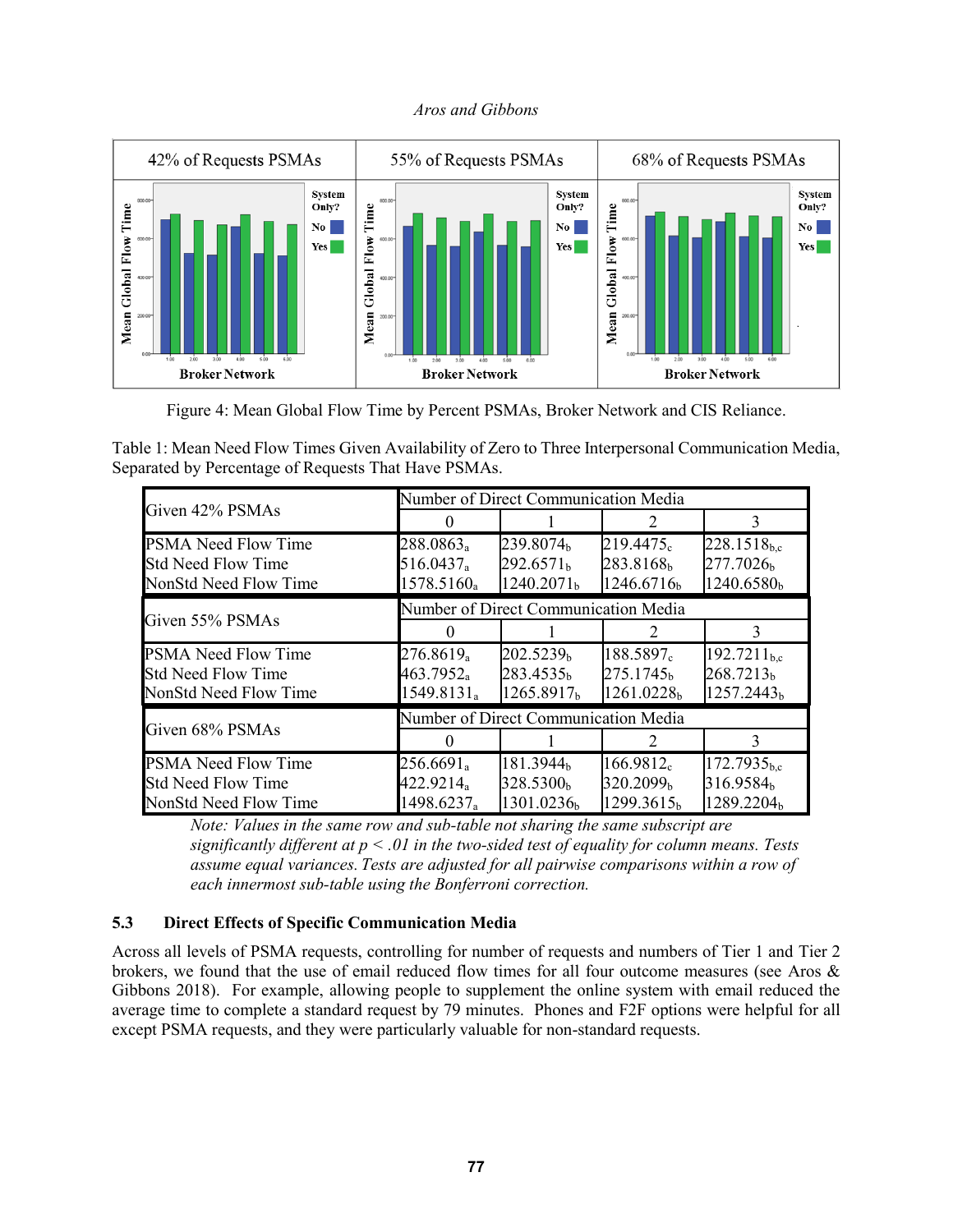42% of Requests PSMAs | 55% of Requests PSMAs | 68% of Requests PSMAs

Mean Global Flow Time

System Only?
No
Yes

Broker Network

Figure 4: Mean Global Flow Time by Percent PSMAs, Broker Network and CIS Reliance.

Table 1: Mean Need Flow Times Given Availability of Zero to Three Interpersonal Communication Media, Separated by Percentage of Requests That Have PSMAs.

| Given 42% PSMAs | Number of Direct Communication Media | | | |
|---|---|---|---|---|
| | 0 | 1 | 2 | 3 |
| PSMA Need Flow Time | $288.0863_a$ | $239.8074_b$ | $219.4475_c$ | $228.1518_{b,c}$ |
| Std Need Flow Time | $516.0437_a$ | $292.6571_b$ | $283.8168_b$ | $277.7026_b$ |
| NonStd Need Flow Time | $1578.5160_a$ | $1240.2071_b$ | $1246.6716_b$ | $1240.6580_b$ |
| **Given 55% PSMAs** | **Number of Direct Communication Media** | | | |
| | 0 | 1 | 2 | 3 |
| PSMA Need Flow Time | $276.8619_a$ | $202.5239_b$ | $188.5897_c$ | $192.7211_{b,c}$ |
| Std Need Flow Time | $463.7952_a$ | $283.4535_b$ | $275.1745_b$ | $268.7213_b$ |
| NonStd Need Flow Time | $1549.8131_a$ | $1265.8917_b$ | $1261.0228_b$ | $1257.2443_b$ |
| **Given 68% PSMAs** | **Number of Direct Communication Media** | | | |
| | 0 | 1 | 2 | 3 |
| PSMA Need Flow Time | $256.6691_a$ | $181.3944_b$ | $166.9812_c$ | $172.7935_{b,c}$ |
| Std Need Flow Time | $422.9214_a$ | $328.5300_b$ | $320.2099_b$ | $316.9584_b$ |
| NonStd Need Flow Time | $1498.6237_a$ | $1301.0236_b$ | $1299.3615_b$ | $1289.2204_b$ |

*Note: Values in the same row and sub-table not sharing the same subscript are significantly different at $p < .01$ in the two-sided test of equality for column means. Tests assume equal variances. Tests are adjusted for all pairwise comparisons within a row of each innermost sub-table using the Bonferroni correction.*

### 5.3 Direct Effects of Specific Communication Media

Across all levels of PSMA requests, controlling for number of requests and numbers of Tier 1 and Tier 2 brokers, we found that the use of email reduced flow times for all four outcome measures (see Aros & Gibbons 2018). For example, allowing people to supplement the online system with email reduced the average time to complete a standard request by 79 minutes. Phones and F2F options were helpful for all except PSMA requests, and they were particularly valuable for non-standard requests.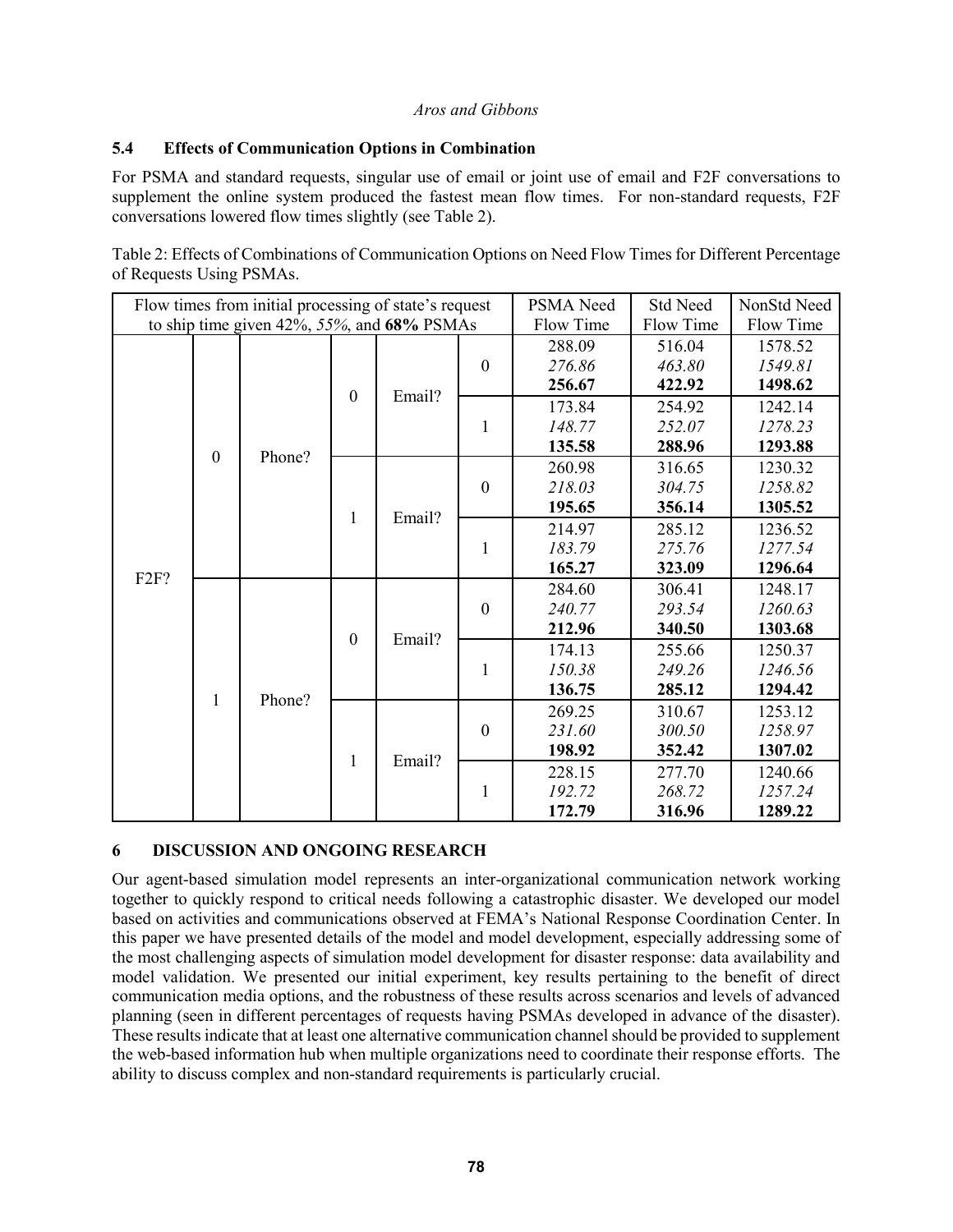### 5.4 Effects of Communication Options in Combination

For PSMA and standard requests, singular use of email or joint use of email and F2F conversations to supplement the online system produced the fastest mean flow times. For non-standard requests, F2F conversations lowered flow times slightly (see Table 2).

Table 2: Effects of Combinations of Communication Options on Need Flow Times for Different Percentage of Requests Using PSMAs.

| Flow times from initial processing of state's request to ship time given 42%, *55%*, and **68%** PSMAs | | | | | | PSMA Need Flow Time | Std Need Flow Time | NonStd Need Flow Time |
|---|---|---|---|---|---|---|---|---|
| F2F? | 0 | Phone? | 0 | Email? | 0 | 288.09<br>*276.86*<br>**256.67** | 516.04<br>*463.80*<br>**422.92** | 1578.52<br>*1549.81*<br>**1498.62** |
| | | | | | 1 | 173.84<br>*148.77*<br>**135.58** | 254.92<br>*252.07*<br>**288.96** | 1242.14<br>*1278.23*<br>**1293.88** |
| | | | 1 | Email? | 0 | 260.98<br>*218.03*<br>**195.65** | 316.65<br>*304.75*<br>**356.14** | 1230.32<br>*1258.82*<br>**1305.52** |
| | | | | | 1 | 214.97<br>*183.79*<br>**165.27** | 285.12<br>*275.76*<br>**323.09** | 1236.52<br>*1277.54*<br>**1296.64** |
| | 1 | Phone? | 0 | Email? | 0 | 284.60<br>*240.77*<br>**212.96** | 306.41<br>*293.54*<br>**340.50** | 1248.17<br>*1260.63*<br>**1303.68** |
| | | | | | 1 | 174.13<br>*150.38*<br>**136.75** | 255.66<br>*249.26*<br>**285.12** | 1250.37<br>*1246.56*<br>**1294.42** |
| | | | 1 | Email? | 0 | 269.25<br>*231.60*<br>**198.92** | 310.67<br>*300.50*<br>**352.42** | 1253.12<br>*1258.97*<br>**1307.02** |
| | | | | | 1 | 228.15<br>*192.72*<br>**172.79** | 277.70<br>*268.72*<br>**316.96** | 1240.66<br>*1257.24*<br>**1289.22** |

## 6 DISCUSSION AND ONGOING RESEARCH

Our agent-based simulation model represents an inter-organizational communication network working together to quickly respond to critical needs following a catastrophic disaster. We developed our model based on activities and communications observed at FEMA's National Response Coordination Center. In this paper we have presented details of the model and model development, especially addressing some of the most challenging aspects of simulation model development for disaster response: data availability and model validation. We presented our initial experiment, key results pertaining to the benefit of direct communication media options, and the robustness of these results across scenarios and levels of advanced planning (seen in different percentages of requests having PSMAs developed in advance of the disaster). These results indicate that at least one alternative communication channel should be provided to supplement the web-based information hub when multiple organizations need to coordinate their response efforts. The ability to discuss complex and non-standard requirements is particularly crucial.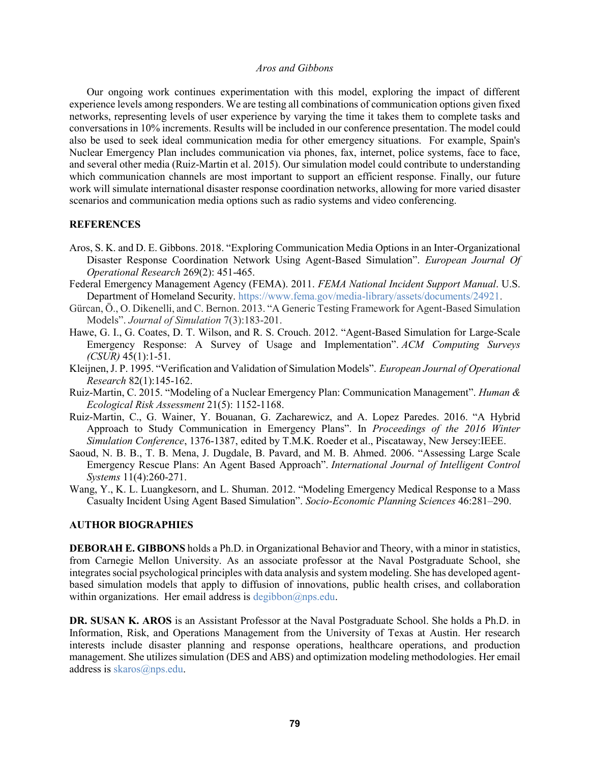Our ongoing work continues experimentation with this model, exploring the impact of different experience levels among responders. We are testing all combinations of communication options given fixed networks, representing levels of user experience by varying the time it takes them to complete tasks and conversations in 10% increments. Results will be included in our conference presentation. The model could also be used to seek ideal communication media for other emergency situations. For example, Spain's Nuclear Emergency Plan includes communication via phones, fax, internet, police systems, face to face, and several other media (Ruiz-Martin et al. 2015). Our simulation model could contribute to understanding which communication channels are most important to support an efficient response. Finally, our future work will simulate international disaster response coordination networks, allowing for more varied disaster scenarios and communication media options such as radio systems and video conferencing.

## REFERENCES

Aros, S. K. and D. E. Gibbons. 2018. "Exploring Communication Media Options in an Inter-Organizational Disaster Response Coordination Network Using Agent-Based Simulation". *European Journal Of Operational Research* 269(2): 451-465.

Federal Emergency Management Agency (FEMA). 2011. *FEMA National Incident Support Manual*. U.S. Department of Homeland Security. https://www.fema.gov/media-library/assets/documents/24921.

Gürcan, Ö., O. Dikenelli, and C. Bernon. 2013. "A Generic Testing Framework for Agent-Based Simulation Models". *Journal of Simulation* 7(3):183-201.

Hawe, G. I., G. Coates, D. T. Wilson, and R. S. Crouch. 2012. "Agent-Based Simulation for Large-Scale Emergency Response: A Survey of Usage and Implementation". *ACM Computing Surveys (CSUR)* 45(1):1-51.

Kleijnen, J. P. 1995. "Verification and Validation of Simulation Models". *European Journal of Operational Research* 82(1):145-162.

Ruiz-Martin, C. 2015. "Modeling of a Nuclear Emergency Plan: Communication Management". *Human & Ecological Risk Assessment* 21(5): 1152-1168.

Ruiz-Martin, C., G. Wainer, Y. Bouanan, G. Zacharewicz, and A. Lopez Paredes. 2016. "A Hybrid Approach to Study Communication in Emergency Plans". In *Proceedings of the 2016 Winter Simulation Conference*, 1376-1387, edited by T.M.K. Roeder et al., Piscataway, New Jersey:IEEE.

Saoud, N. B. B., T. B. Mena, J. Dugdale, B. Pavard, and M. B. Ahmed. 2006. "Assessing Large Scale Emergency Rescue Plans: An Agent Based Approach". *International Journal of Intelligent Control Systems* 11(4):260-271.

Wang, Y., K. L. Luangkesorn, and L. Shuman. 2012. "Modeling Emergency Medical Response to a Mass Casualty Incident Using Agent Based Simulation". *Socio-Economic Planning Sciences* 46:281–290.

## AUTHOR BIOGRAPHIES

**DEBORAH E. GIBBONS** holds a Ph.D. in Organizational Behavior and Theory, with a minor in statistics, from Carnegie Mellon University. As an associate professor at the Naval Postgraduate School, she integrates social psychological principles with data analysis and system modeling. She has developed agent-based simulation models that apply to diffusion of innovations, public health crises, and collaboration within organizations. Her email address is degibbon@nps.edu.

**DR. SUSAN K. AROS** is an Assistant Professor at the Naval Postgraduate School. She holds a Ph.D. in Information, Risk, and Operations Management from the University of Texas at Austin. Her research interests include disaster planning and response operations, healthcare operations, and production management. She utilizes simulation (DES and ABS) and optimization modeling methodologies. Her email address is skaros@nps.edu.